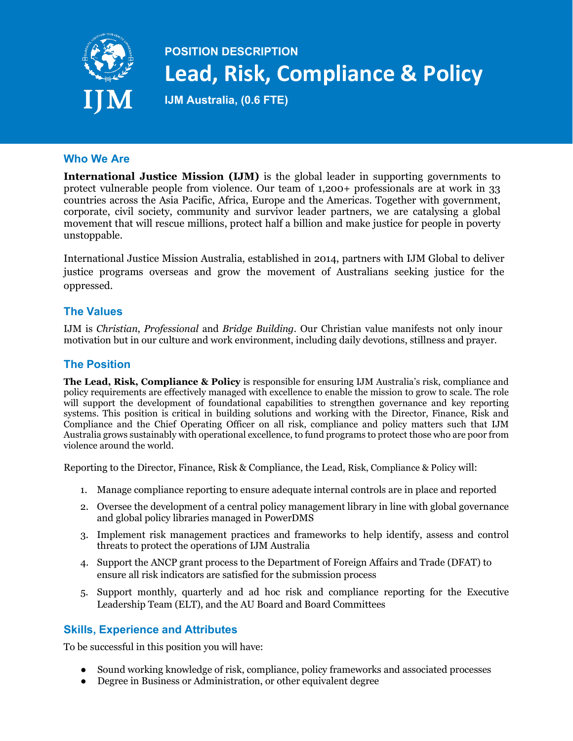POSITION DESCRIPTION

# Lead, Risk, Compliance & Policy

**IJM Australia, (0.6 FTE)**

## Who We Are

**International Justice Mission (IJM)** is the global leader in supporting governments to protect vulnerable people from violence. Our team of 1,200+ professionals are at work in 33 countries across the Asia Pacific, Africa, Europe and the Americas. Together with government, corporate, civil society, community and survivor leader partners, we are catalysing a global movement that will rescue millions, protect half a billion and make justice for people in poverty unstoppable.

International Justice Mission Australia, established in 2014, partners with IJM Global to deliver justice programs overseas and grow the movement of Australians seeking justice for the oppressed.

## The Values

IJM is *Christian*, *Professional* and *Bridge Building*. Our Christian value manifests not only inour motivation but in our culture and work environment, including daily devotions, stillness and prayer.

## The Position

**The Lead, Risk, Compliance & Policy** is responsible for ensuring IJM Australia's risk, compliance and policy requirements are effectively managed with excellence to enable the mission to grow to scale. The role will support the development of foundational capabilities to strengthen governance and key reporting systems. This position is critical in building solutions and working with the Director, Finance, Risk and Compliance and the Chief Operating Officer on all risk, compliance and policy matters such that IJM Australia grows sustainably with operational excellence, to fund programs to protect those who are poor from violence around the world.

Reporting to the Director, Finance, Risk & Compliance, the Lead, Risk, Compliance & Policy will:

1. Manage compliance reporting to ensure adequate internal controls are in place and reported
2. Oversee the development of a central policy management library in line with global governance and global policy libraries managed in PowerDMS
3. Implement risk management practices and frameworks to help identify, assess and control threats to protect the operations of IJM Australia
4. Support the ANCP grant process to the Department of Foreign Affairs and Trade (DFAT) to ensure all risk indicators are satisfied for the submission process
5. Support monthly, quarterly and ad hoc risk and compliance reporting for the Executive Leadership Team (ELT), and the AU Board and Board Committees

## Skills, Experience and Attributes

To be successful in this position you will have:

- Sound working knowledge of risk, compliance, policy frameworks and associated processes
- Degree in Business or Administration, or other equivalent degree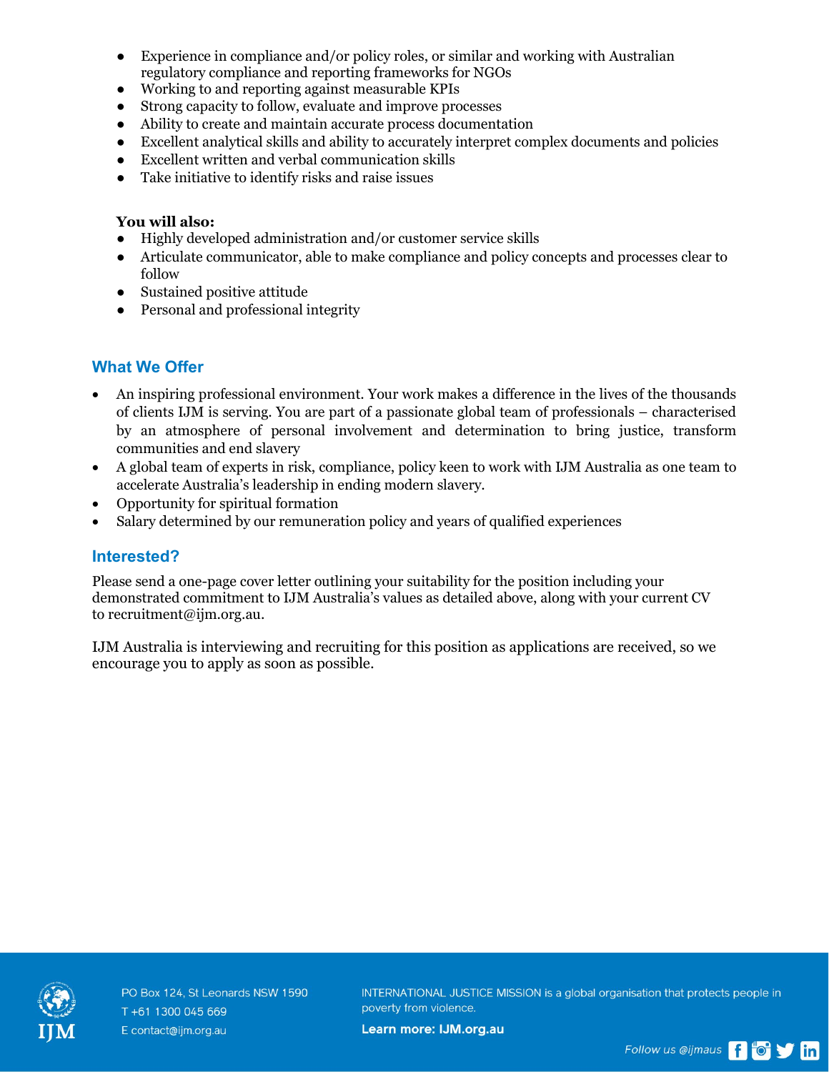- Experience in compliance and/or policy roles, or similar and working with Australian regulatory compliance and reporting frameworks for NGOs
- Working to and reporting against measurable KPIs
- Strong capacity to follow, evaluate and improve processes
- Ability to create and maintain accurate process documentation
- Excellent analytical skills and ability to accurately interpret complex documents and policies
- Excellent written and verbal communication skills
- Take initiative to identify risks and raise issues

**You will also:**

- Highly developed administration and/or customer service skills
- Articulate communicator, able to make compliance and policy concepts and processes clear to follow
- Sustained positive attitude
- Personal and professional integrity

## What We Offer

- An inspiring professional environment. Your work makes a difference in the lives of the thousands of clients IJM is serving. You are part of a passionate global team of professionals – characterised by an atmosphere of personal involvement and determination to bring justice, transform communities and end slavery
- A global team of experts in risk, compliance, policy keen to work with IJM Australia as one team to accelerate Australia's leadership in ending modern slavery.
- Opportunity for spiritual formation
- Salary determined by our remuneration policy and years of qualified experiences

## Interested?

Please send a one-page cover letter outlining your suitability for the position including your demonstrated commitment to IJM Australia's values as detailed above, along with your current CV to recruitment@ijm.org.au.

IJM Australia is interviewing and recruiting for this position as applications are received, so we encourage you to apply as soon as possible.

PO Box 124, St Leonards NSW 1590
T +61 1300 045 669
E contact@ijm.org.au

INTERNATIONAL JUSTICE MISSION is a global organisation that protects people in poverty from violence.

**Learn more: IJM.org.au**

*Follow us @ijmaus*